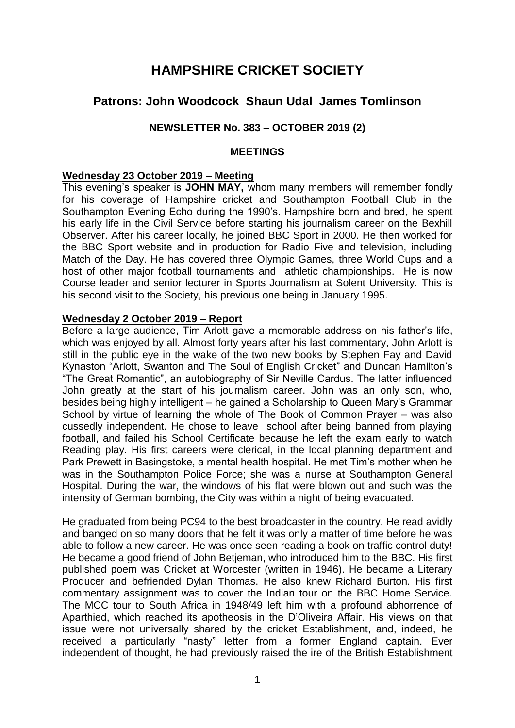# HAMPSHIRE CRICKET SOCIETY

## Patrons: John Woodcock Shaun Udal James Tomlinson

### NEWSLETTER No. 383 – OCTOBER 2019 (2)

#### MEETINGS

**Wednesday 23 October 2019 – Meeting**

This evening's speaker is **JOHN MAY,** whom many members will remember fondly for his coverage of Hampshire cricket and Southampton Football Club in the Southampton Evening Echo during the 1990's. Hampshire born and bred, he spent his early life in the Civil Service before starting his journalism career on the Bexhill Observer. After his career locally, he joined BBC Sport in 2000. He then worked for the BBC Sport website and in production for Radio Five and television, including Match of the Day. He has covered three Olympic Games, three World Cups and a host of other major football tournaments and athletic championships. He is now Course leader and senior lecturer in Sports Journalism at Solent University. This is his second visit to the Society, his previous one being in January 1995.

**Wednesday 2 October 2019 – Report**

Before a large audience, Tim Arlott gave a memorable address on his father's life, which was enjoyed by all. Almost forty years after his last commentary, John Arlott is still in the public eye in the wake of the two new books by Stephen Fay and David Kynaston "Arlott, Swanton and The Soul of English Cricket" and Duncan Hamilton's "The Great Romantic", an autobiography of Sir Neville Cardus. The latter influenced John greatly at the start of his journalism career. John was an only son, who, besides being highly intelligent – he gained a Scholarship to Queen Mary's Grammar School by virtue of learning the whole of The Book of Common Prayer – was also cussedly independent. He chose to leave school after being banned from playing football, and failed his School Certificate because he left the exam early to watch Reading play. His first careers were clerical, in the local planning department and Park Prewett in Basingstoke, a mental health hospital. He met Tim's mother when he was in the Southampton Police Force; she was a nurse at Southampton General Hospital. During the war, the windows of his flat were blown out and such was the intensity of German bombing, the City was within a night of being evacuated.

He graduated from being PC94 to the best broadcaster in the country. He read avidly and banged on so many doors that he felt it was only a matter of time before he was able to follow a new career. He was once seen reading a book on traffic control duty! He became a good friend of John Betjeman, who introduced him to the BBC. His first published poem was Cricket at Worcester (written in 1946). He became a Literary Producer and befriended Dylan Thomas. He also knew Richard Burton. His first commentary assignment was to cover the Indian tour on the BBC Home Service. The MCC tour to South Africa in 1948/49 left him with a profound abhorrence of Aparthied, which reached its apotheosis in the D'Oliveira Affair. His views on that issue were not universally shared by the cricket Establishment, and, indeed, he received a particularly "nasty" letter from a former England captain. Ever independent of thought, he had previously raised the ire of the British Establishment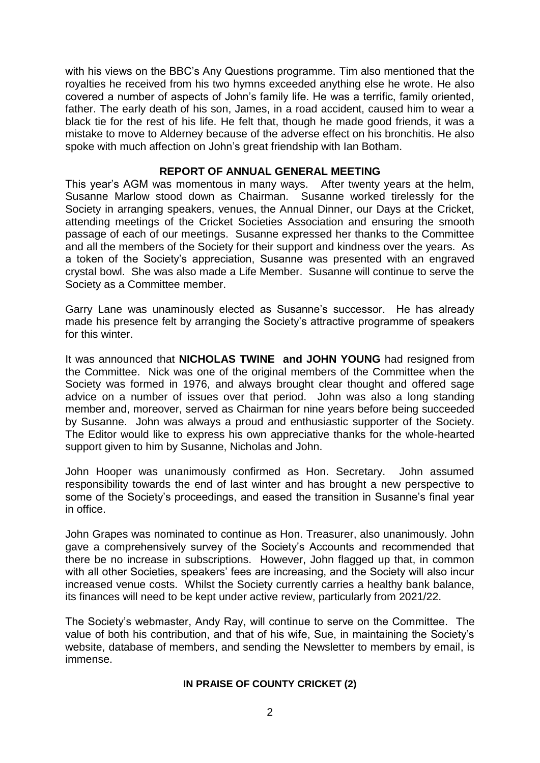with his views on the BBC's Any Questions programme. Tim also mentioned that the royalties he received from his two hymns exceeded anything else he wrote. He also covered a number of aspects of John's family life. He was a terrific, family oriented, father. The early death of his son, James, in a road accident, caused him to wear a black tie for the rest of his life. He felt that, though he made good friends, it was a mistake to move to Alderney because of the adverse effect on his bronchitis. He also spoke with much affection on John's great friendship with Ian Botham.

## REPORT OF ANNUAL GENERAL MEETING

This year's AGM was momentous in many ways. After twenty years at the helm, Susanne Marlow stood down as Chairman. Susanne worked tirelessly for the Society in arranging speakers, venues, the Annual Dinner, our Days at the Cricket, attending meetings of the Cricket Societies Association and ensuring the smooth passage of each of our meetings. Susanne expressed her thanks to the Committee and all the members of the Society for their support and kindness over the years. As a token of the Society's appreciation, Susanne was presented with an engraved crystal bowl. She was also made a Life Member. Susanne will continue to serve the Society as a Committee member.

Garry Lane was unaminously elected as Susanne's successor. He has already made his presence felt by arranging the Society's attractive programme of speakers for this winter.

It was announced that **NICHOLAS TWINE and JOHN YOUNG** had resigned from the Committee. Nick was one of the original members of the Committee when the Society was formed in 1976, and always brought clear thought and offered sage advice on a number of issues over that period. John was also a long standing member and, moreover, served as Chairman for nine years before being succeeded by Susanne. John was always a proud and enthusiastic supporter of the Society. The Editor would like to express his own appreciative thanks for the whole-hearted support given to him by Susanne, Nicholas and John.

John Hooper was unanimously confirmed as Hon. Secretary. John assumed responsibility towards the end of last winter and has brought a new perspective to some of the Society's proceedings, and eased the transition in Susanne's final year in office.

John Grapes was nominated to continue as Hon. Treasurer, also unanimously. John gave a comprehensively survey of the Society's Accounts and recommended that there be no increase in subscriptions. However, John flagged up that, in common with all other Societies, speakers' fees are increasing, and the Society will also incur increased venue costs. Whilst the Society currently carries a healthy bank balance, its finances will need to be kept under active review, particularly from 2021/22.

The Society's webmaster, Andy Ray, will continue to serve on the Committee. The value of both his contribution, and that of his wife, Sue, in maintaining the Society's website, database of members, and sending the Newsletter to members by email, is immense.

## IN PRAISE OF COUNTY CRICKET (2)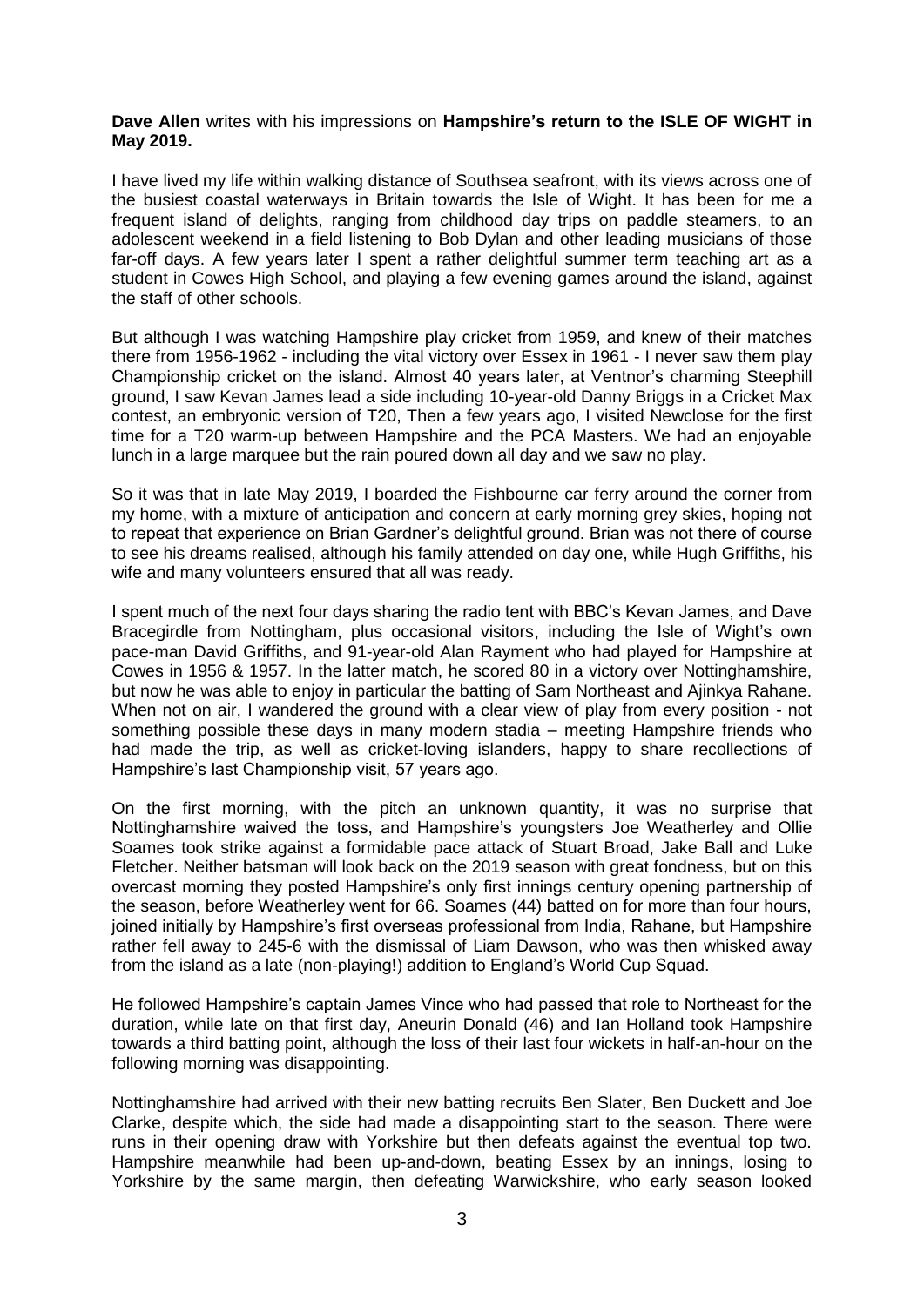**Dave Allen** writes with his impressions on **Hampshire's return to the ISLE OF WIGHT in May 2019.**

I have lived my life within walking distance of Southsea seafront, with its views across one of the busiest coastal waterways in Britain towards the Isle of Wight. It has been for me a frequent island of delights, ranging from childhood day trips on paddle steamers, to an adolescent weekend in a field listening to Bob Dylan and other leading musicians of those far-off days. A few years later I spent a rather delightful summer term teaching art as a student in Cowes High School, and playing a few evening games around the island, against the staff of other schools.

But although I was watching Hampshire play cricket from 1959, and knew of their matches there from 1956-1962 - including the vital victory over Essex in 1961 - I never saw them play Championship cricket on the island. Almost 40 years later, at Ventnor's charming Steephill ground, I saw Kevan James lead a side including 10-year-old Danny Briggs in a Cricket Max contest, an embryonic version of T20, Then a few years ago, I visited Newclose for the first time for a T20 warm-up between Hampshire and the PCA Masters. We had an enjoyable lunch in a large marquee but the rain poured down all day and we saw no play.

So it was that in late May 2019, I boarded the Fishbourne car ferry around the corner from my home, with a mixture of anticipation and concern at early morning grey skies, hoping not to repeat that experience on Brian Gardner's delightful ground. Brian was not there of course to see his dreams realised, although his family attended on day one, while Hugh Griffiths, his wife and many volunteers ensured that all was ready.

I spent much of the next four days sharing the radio tent with BBC's Kevan James, and Dave Bracegirdle from Nottingham, plus occasional visitors, including the Isle of Wight's own pace-man David Griffiths, and 91-year-old Alan Rayment who had played for Hampshire at Cowes in 1956 & 1957. In the latter match, he scored 80 in a victory over Nottinghamshire, but now he was able to enjoy in particular the batting of Sam Northeast and Ajinkya Rahane. When not on air, I wandered the ground with a clear view of play from every position - not something possible these days in many modern stadia – meeting Hampshire friends who had made the trip, as well as cricket-loving islanders, happy to share recollections of Hampshire's last Championship visit, 57 years ago.

On the first morning, with the pitch an unknown quantity, it was no surprise that Nottinghamshire waived the toss, and Hampshire's youngsters Joe Weatherley and Ollie Soames took strike against a formidable pace attack of Stuart Broad, Jake Ball and Luke Fletcher. Neither batsman will look back on the 2019 season with great fondness, but on this overcast morning they posted Hampshire's only first innings century opening partnership of the season, before Weatherley went for 66. Soames (44) batted on for more than four hours, joined initially by Hampshire's first overseas professional from India, Rahane, but Hampshire rather fell away to 245-6 with the dismissal of Liam Dawson, who was then whisked away from the island as a late (non-playing!) addition to England's World Cup Squad.

He followed Hampshire's captain James Vince who had passed that role to Northeast for the duration, while late on that first day, Aneurin Donald (46) and Ian Holland took Hampshire towards a third batting point, although the loss of their last four wickets in half-an-hour on the following morning was disappointing.

Nottinghamshire had arrived with their new batting recruits Ben Slater, Ben Duckett and Joe Clarke, despite which, the side had made a disappointing start to the season. There were runs in their opening draw with Yorkshire but then defeats against the eventual top two. Hampshire meanwhile had been up-and-down, beating Essex by an innings, losing to Yorkshire by the same margin, then defeating Warwickshire, who early season looked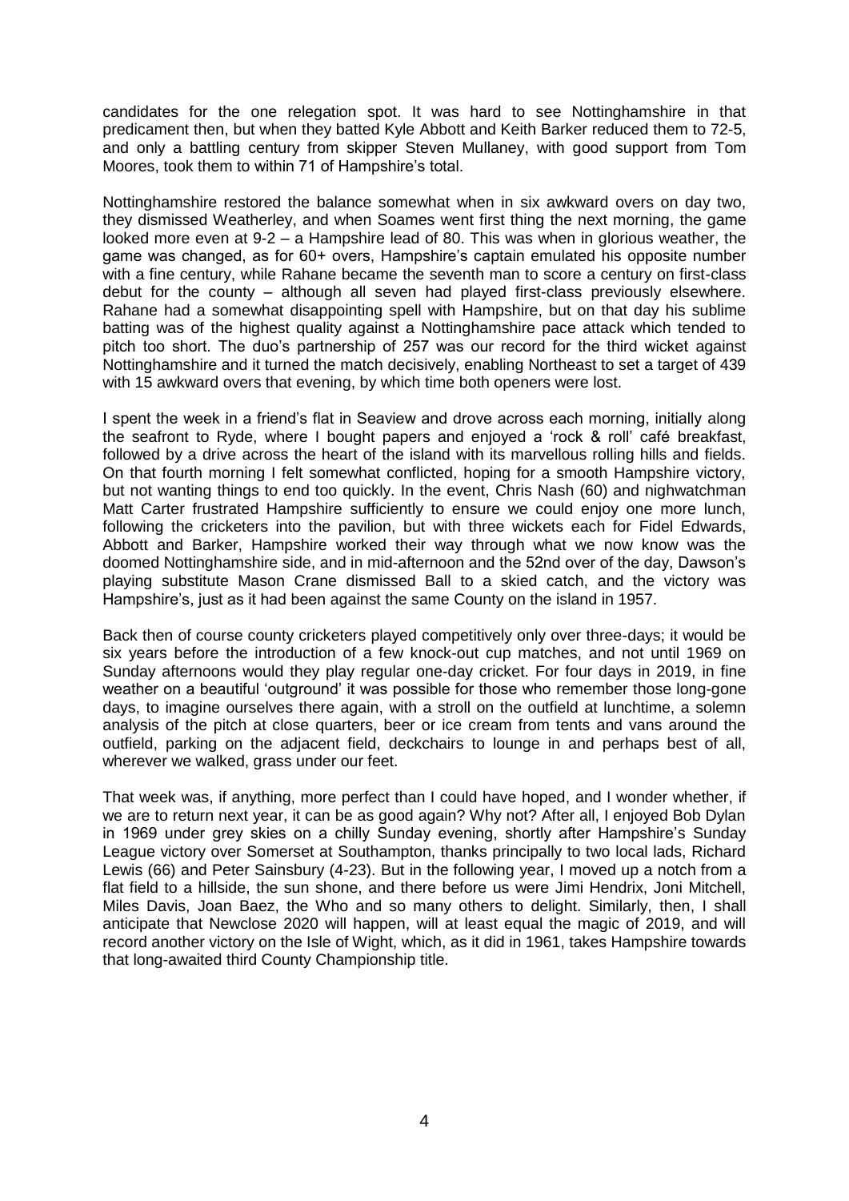candidates for the one relegation spot. It was hard to see Nottinghamshire in that predicament then, but when they batted Kyle Abbott and Keith Barker reduced them to 72-5, and only a battling century from skipper Steven Mullaney, with good support from Tom Moores, took them to within 71 of Hampshire's total.

Nottinghamshire restored the balance somewhat when in six awkward overs on day two, they dismissed Weatherley, and when Soames went first thing the next morning, the game looked more even at 9-2 – a Hampshire lead of 80. This was when in glorious weather, the game was changed, as for 60+ overs, Hampshire's captain emulated his opposite number with a fine century, while Rahane became the seventh man to score a century on first-class debut for the county – although all seven had played first-class previously elsewhere. Rahane had a somewhat disappointing spell with Hampshire, but on that day his sublime batting was of the highest quality against a Nottinghamshire pace attack which tended to pitch too short. The duo's partnership of 257 was our record for the third wicket against Nottinghamshire and it turned the match decisively, enabling Northeast to set a target of 439 with 15 awkward overs that evening, by which time both openers were lost.

I spent the week in a friend's flat in Seaview and drove across each morning, initially along the seafront to Ryde, where I bought papers and enjoyed a 'rock & roll' café breakfast, followed by a drive across the heart of the island with its marvellous rolling hills and fields. On that fourth morning I felt somewhat conflicted, hoping for a smooth Hampshire victory, but not wanting things to end too quickly. In the event, Chris Nash (60) and nighwatchman Matt Carter frustrated Hampshire sufficiently to ensure we could enjoy one more lunch, following the cricketers into the pavilion, but with three wickets each for Fidel Edwards, Abbott and Barker, Hampshire worked their way through what we now know was the doomed Nottinghamshire side, and in mid-afternoon and the 52nd over of the day, Dawson's playing substitute Mason Crane dismissed Ball to a skied catch, and the victory was Hampshire's, just as it had been against the same County on the island in 1957.

Back then of course county cricketers played competitively only over three-days; it would be six years before the introduction of a few knock-out cup matches, and not until 1969 on Sunday afternoons would they play regular one-day cricket. For four days in 2019, in fine weather on a beautiful 'outground' it was possible for those who remember those long-gone days, to imagine ourselves there again, with a stroll on the outfield at lunchtime, a solemn analysis of the pitch at close quarters, beer or ice cream from tents and vans around the outfield, parking on the adjacent field, deckchairs to lounge in and perhaps best of all, wherever we walked, grass under our feet.

That week was, if anything, more perfect than I could have hoped, and I wonder whether, if we are to return next year, it can be as good again? Why not? After all, I enjoyed Bob Dylan in 1969 under grey skies on a chilly Sunday evening, shortly after Hampshire's Sunday League victory over Somerset at Southampton, thanks principally to two local lads, Richard Lewis (66) and Peter Sainsbury (4-23). But in the following year, I moved up a notch from a flat field to a hillside, the sun shone, and there before us were Jimi Hendrix, Joni Mitchell, Miles Davis, Joan Baez, the Who and so many others to delight. Similarly, then, I shall anticipate that Newclose 2020 will happen, will at least equal the magic of 2019, and will record another victory on the Isle of Wight, which, as it did in 1961, takes Hampshire towards that long-awaited third County Championship title.